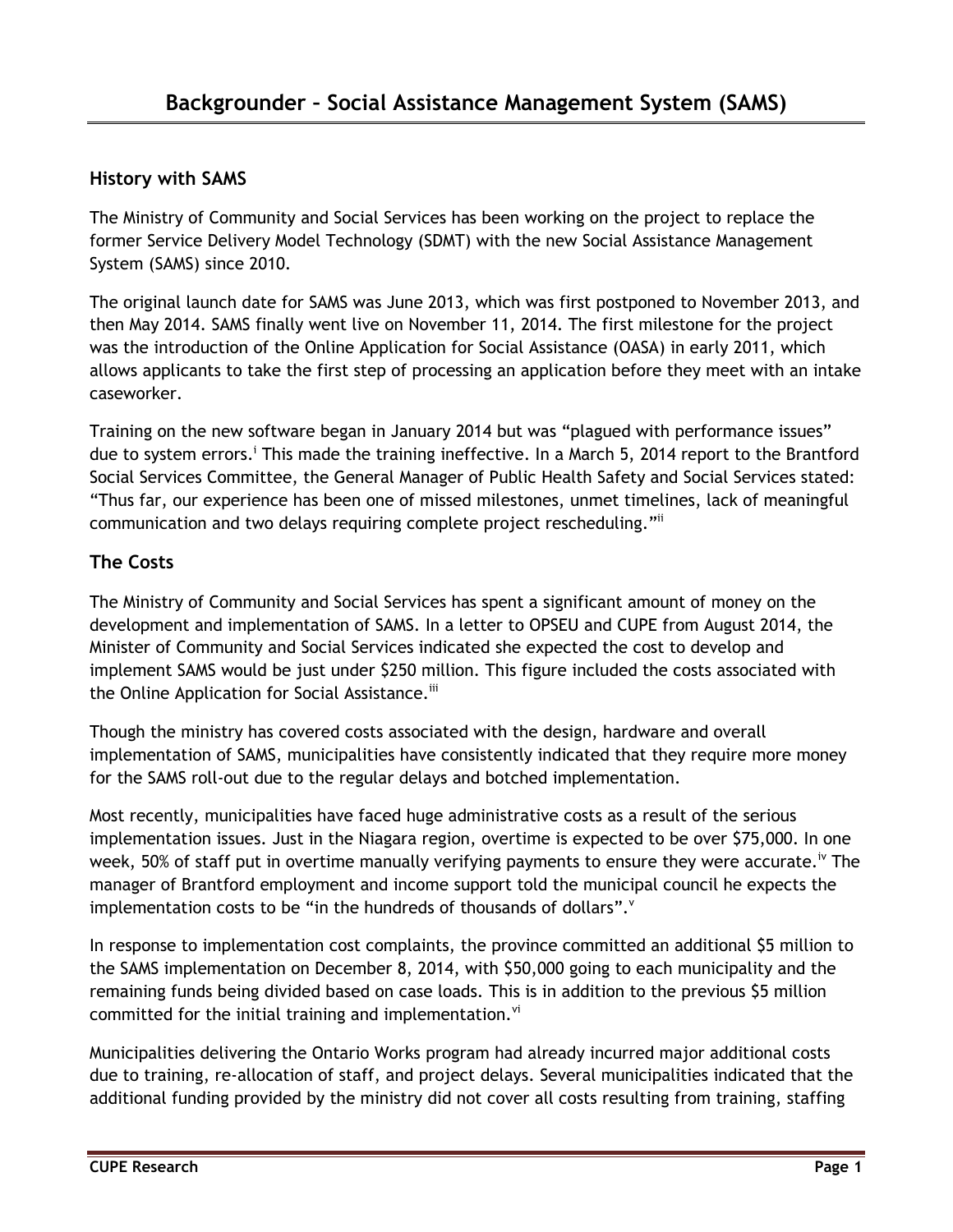# Backgrounder – Social Assistance Management System (SAMS)

## History with SAMS

The Ministry of Community and Social Services has been working on the project to replace the former Service Delivery Model Technology (SDMT) with the new Social Assistance Management System (SAMS) since 2010.

The original launch date for SAMS was June 2013, which was first postponed to November 2013, and then May 2014. SAMS finally went live on November 11, 2014. The first milestone for the project was the introduction of the Online Application for Social Assistance (OASA) in early 2011, which allows applicants to take the first step of processing an application before they meet with an intake caseworker.

Training on the new software began in January 2014 but was "plagued with performance issues" due to system errors.[i] This made the training ineffective. In a March 5, 2014 report to the Brantford Social Services Committee, the General Manager of Public Health Safety and Social Services stated: "Thus far, our experience has been one of missed milestones, unmet timelines, lack of meaningful communication and two delays requiring complete project rescheduling."[ii]

## The Costs

The Ministry of Community and Social Services has spent a significant amount of money on the development and implementation of SAMS. In a letter to OPSEU and CUPE from August 2014, the Minister of Community and Social Services indicated she expected the cost to develop and implement SAMS would be just under $250 million. This figure included the costs associated with the Online Application for Social Assistance.[iii]

Though the ministry has covered costs associated with the design, hardware and overall implementation of SAMS, municipalities have consistently indicated that they require more money for the SAMS roll-out due to the regular delays and botched implementation.

Most recently, municipalities have faced huge administrative costs as a result of the serious implementation issues. Just in the Niagara region, overtime is expected to be over $75,000. In one week, 50% of staff put in overtime manually verifying payments to ensure they were accurate.[iv] The manager of Brantford employment and income support told the municipal council he expects the implementation costs to be "in the hundreds of thousands of dollars".[v]

In response to implementation cost complaints, the province committed an additional $5 million to the SAMS implementation on December 8, 2014, with $50,000 going to each municipality and the remaining funds being divided based on case loads. This is in addition to the previous $5 million committed for the initial training and implementation.[vi]

Municipalities delivering the Ontario Works program had already incurred major additional costs due to training, re-allocation of staff, and project delays. Several municipalities indicated that the additional funding provided by the ministry did not cover all costs resulting from training, staffing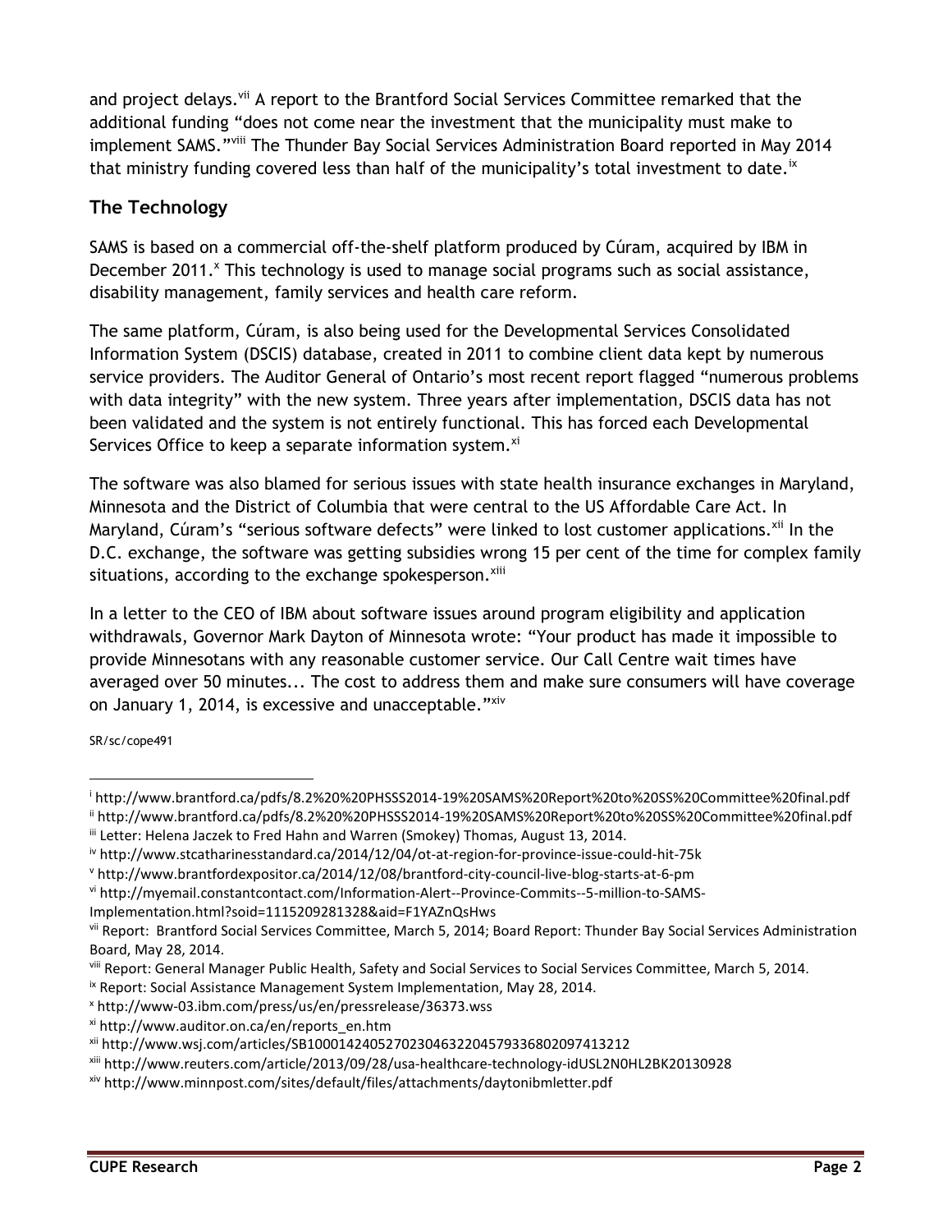and project delays.[vii] A report to the Brantford Social Services Committee remarked that the additional funding "does not come near the investment that the municipality must make to implement SAMS."[viii] The Thunder Bay Social Services Administration Board reported in May 2014 that ministry funding covered less than half of the municipality's total investment to date.[ix]

## The Technology

SAMS is based on a commercial off-the-shelf platform produced by Cúram, acquired by IBM in December 2011.[x] This technology is used to manage social programs such as social assistance, disability management, family services and health care reform.

The same platform, Cúram, is also being used for the Developmental Services Consolidated Information System (DSCIS) database, created in 2011 to combine client data kept by numerous service providers. The Auditor General of Ontario's most recent report flagged "numerous problems with data integrity" with the new system. Three years after implementation, DSCIS data has not been validated and the system is not entirely functional. This has forced each Developmental Services Office to keep a separate information system.[xi]

The software was also blamed for serious issues with state health insurance exchanges in Maryland, Minnesota and the District of Columbia that were central to the US Affordable Care Act. In Maryland, Cúram's "serious software defects" were linked to lost customer applications.[xii] In the D.C. exchange, the software was getting subsidies wrong 15 per cent of the time for complex family situations, according to the exchange spokesperson.[xiii]

In a letter to the CEO of IBM about software issues around program eligibility and application withdrawals, Governor Mark Dayton of Minnesota wrote: "Your product has made it impossible to provide Minnesotans with any reasonable customer service. Our Call Centre wait times have averaged over 50 minutes... The cost to address them and make sure consumers will have coverage on January 1, 2014, is excessive and unacceptable."[xiv]

SR/sc/cope491

---

[i] http://www.brantford.ca/pdfs/8.2%20%20PHSSS2014-19%20SAMS%20Report%20to%20SS%20Committee%20final.pdf

[ii] http://www.brantford.ca/pdfs/8.2%20%20PHSSS2014-19%20SAMS%20Report%20to%20SS%20Committee%20final.pdf

[iii] Letter: Helena Jaczek to Fred Hahn and Warren (Smokey) Thomas, August 13, 2014.

[iv] http://www.stcatharinesstandard.ca/2014/12/04/ot-at-region-for-province-issue-could-hit-75k

[v] http://www.brantfordexpositor.ca/2014/12/08/brantford-city-council-live-blog-starts-at-6-pm

[vi] http://myemail.constantcontact.com/Information-Alert--Province-Commits--5-million-to-SAMS-Implementation.html?soid=1115209281328&aid=F1YAZnQsHws

[vii] Report: Brantford Social Services Committee, March 5, 2014; Board Report: Thunder Bay Social Services Administration Board, May 28, 2014.

[viii] Report: General Manager Public Health, Safety and Social Services to Social Services Committee, March 5, 2014.

[ix] Report: Social Assistance Management System Implementation, May 28, 2014.

[x] http://www-03.ibm.com/press/us/en/pressrelease/36373.wss

[xi] http://www.auditor.on.ca/en/reports_en.htm

[xii] http://www.wsj.com/articles/SB10001424052702304632204579336802097413212

[xiii] http://www.reuters.com/article/2013/09/28/usa-healthcare-technology-idUSL2N0HL2BK20130928

[xiv] http://www.minnpost.com/sites/default/files/attachments/daytonibmletter.pdf